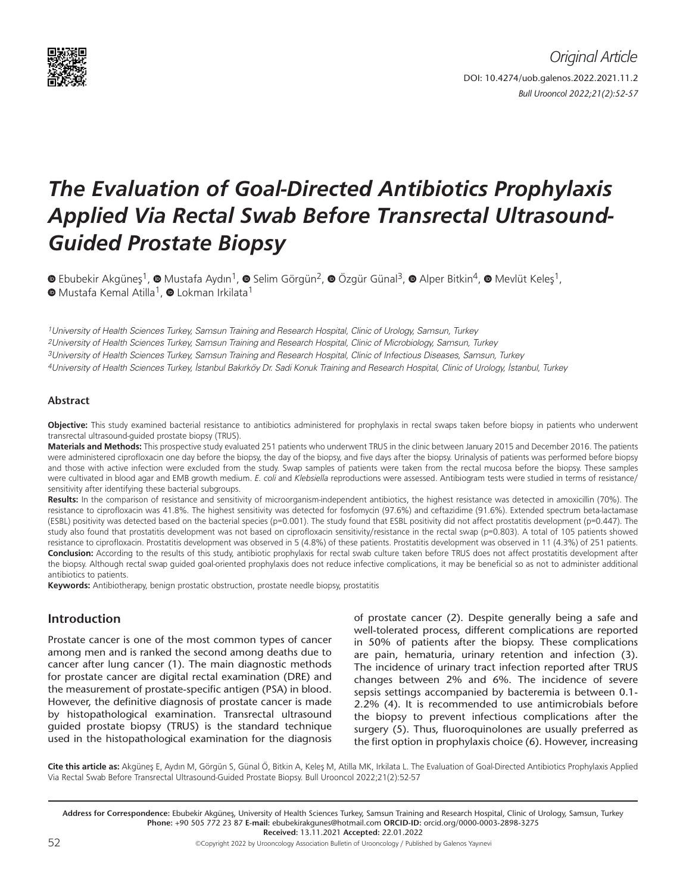Original Article

DOI: 10.4274/uob.galenos.2022.2021.11.2

# The Evaluation of Goal-Directed Antibiotics Prophylaxis Applied Via Rectal Swab Before Transrectal Ultrasound-Guided Prostate Biopsy

Ebubekir Akgüneş[1], Mustafa Aydın[1], Selim Görgün[2], Özgür Günal[3], Alper Bitkin[4], Mevlüt Keleş[1], Mustafa Kemal Atilla[1], Lokman Irkilata[1]

*[1]University of Health Sciences Turkey, Samsun Training and Research Hospital, Clinic of Urology, Samsun, Turkey*
*[2]University of Health Sciences Turkey, Samsun Training and Research Hospital, Clinic of Microbiology, Samsun, Turkey*
*[3]University of Health Sciences Turkey, Samsun Training and Research Hospital, Clinic of Infectious Diseases, Samsun, Turkey*
*[4]University of Health Sciences Turkey, İstanbul Bakırköy Dr. Sadi Konuk Training and Research Hospital, Clinic of Urology, İstanbul, Turkey*

### Abstract

**Objective:** This study examined bacterial resistance to antibiotics administered for prophylaxis in rectal swaps taken before biopsy in patients who underwent transrectal ultrasound-guided prostate biopsy (TRUS).

**Materials and Methods:** This prospective study evaluated 251 patients who underwent TRUS in the clinic between January 2015 and December 2016. The patients were administered ciprofloxacin one day before the biopsy, the day of the biopsy, and five days after the biopsy. Urinalysis of patients was performed before biopsy and those with active infection were excluded from the study. Swap samples of patients were taken from the rectal mucosa before the biopsy. These samples were cultivated in blood agar and EMB growth medium. *E. coli* and *Klebsiella* reproductions were assessed. Antibiogram tests were studied in terms of resistance/sensitivity after identifying these bacterial subgroups.

**Results:** In the comparison of resistance and sensitivity of microorganism-independent antibiotics, the highest resistance was detected in amoxicillin (70%). The resistance to ciprofloxacin was 41.8%. The highest sensitivity was detected for fosfomycin (97.6%) and ceftazidime (91.6%). Extended spectrum beta-lactamase (ESBL) positivity was detected based on the bacterial species (p=0.001). The study found that ESBL positivity did not affect prostatitis development (p=0.447). The study also found that prostatitis development was not based on ciprofloxacin sensitivity/resistance in the rectal swap (p=0.803). A total of 105 patients showed resistance to ciprofloxacin. Prostatitis development was observed in 5 (4.8%) of these patients. Prostatitis development was observed in 11 (4.3%) of 251 patients.

**Conclusion:** According to the results of this study, antibiotic prophylaxis for rectal swab culture taken before TRUS does not affect prostatitis development after the biopsy. Although rectal swap guided goal-oriented prophylaxis does not reduce infective complications, it may be beneficial so as not to administer additional antibiotics to patients.

**Keywords:** Antibiotherapy, benign prostatic obstruction, prostate needle biopsy, prostatitis

## Introduction

Prostate cancer is one of the most common types of cancer among men and is ranked the second among deaths due to cancer after lung cancer (1). The main diagnostic methods for prostate cancer are digital rectal examination (DRE) and the measurement of prostate-specific antigen (PSA) in blood. However, the definitive diagnosis of prostate cancer is made by histopathological examination. Transrectal ultrasound guided prostate biopsy (TRUS) is the standard technique used in the histopathological examination for the diagnosis of prostate cancer (2). Despite generally being a safe and well-tolerated process, different complications are reported in 50% of patients after the biopsy. These complications are pain, hematuria, urinary retention and infection (3). The incidence of urinary tract infection reported after TRUS changes between 2% and 6%. The incidence of severe sepsis settings accompanied by bacteremia is between 0.1-2.2% (4). It is recommended to use antimicrobials before the biopsy to prevent infectious complications after the surgery (5). Thus, fluoroquinolones are usually preferred as the first option in prophylaxis choice (6). However, increasing

**Cite this article as:** Akgüneş E, Aydın M, Görgün S, Günal Ö, Bitkin A, Keleş M, Atilla MK, Irkilata L. The Evaluation of Goal-Directed Antibiotics Prophylaxis Applied Via Rectal Swab Before Transrectal Ultrasound-Guided Prostate Biopsy. Bull Urooncol 2022;21(2):52-57

**Address for Correspondence:** Ebubekir Akgüneş, University of Health Sciences Turkey, Samsun Training and Research Hospital, Clinic of Urology, Samsun, Turkey
**Phone:** +90 505 772 23 87 **E-mail:** ebubekirakgunes@hotmail.com **ORCID-ID:** orcid.org/0000-0003-2898-3275
**Received:** 13.11.2021 **Accepted:** 22.01.2022

©Copyright 2022 by Urooncology Association Bulletin of Urooncology / Published by Galenos Yayınevi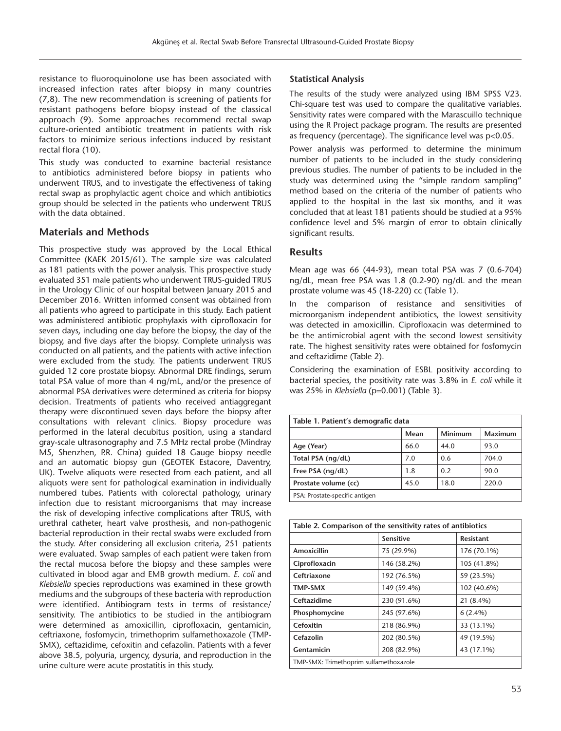resistance to fluoroquinolone use has been associated with increased infection rates after biopsy in many countries (7,8). The new recommendation is screening of patients for resistant pathogens before biopsy instead of the classical approach (9). Some approaches recommend rectal swap culture-oriented antibiotic treatment in patients with risk factors to minimize serious infections induced by resistant rectal flora (10).

This study was conducted to examine bacterial resistance to antibiotics administered before biopsy in patients who underwent TRUS, and to investigate the effectiveness of taking rectal swap as prophylactic agent choice and which antibiotics group should be selected in the patients who underwent TRUS with the data obtained.

## Materials and Methods

This prospective study was approved by the Local Ethical Committee (KAEK 2015/61). The sample size was calculated as 181 patients with the power analysis. This prospective study evaluated 351 male patients who underwent TRUS-guided TRUS in the Urology Clinic of our hospital between January 2015 and December 2016. Written informed consent was obtained from all patients who agreed to participate in this study. Each patient was administered antibiotic prophylaxis with ciprofloxacin for seven days, including one day before the biopsy, the day of the biopsy, and five days after the biopsy. Complete urinalysis was conducted on all patients, and the patients with active infection were excluded from the study. The patients underwent TRUS guided 12 core prostate biopsy. Abnormal DRE findings, serum total PSA value of more than 4 ng/mL, and/or the presence of abnormal PSA derivatives were determined as criteria for biopsy decision. Treatments of patients who received antiaggregant therapy were discontinued seven days before the biopsy after consultations with relevant clinics. Biopsy procedure was performed in the lateral decubitus position, using a standard gray-scale ultrasonography and 7.5 MHz rectal probe (Mindray M5, Shenzhen, P.R. China) guided 18 Gauge biopsy needle and an automatic biopsy gun (GEOTEK Estacore, Daventry, UK). Twelve aliquots were resected from each patient, and all aliquots were sent for pathological examination in individually numbered tubes. Patients with colorectal pathology, urinary infection due to resistant microorganisms that may increase the risk of developing infective complications after TRUS, with urethral catheter, heart valve prosthesis, and non-pathogenic bacterial reproduction in their rectal swabs were excluded from the study. After considering all exclusion criteria, 251 patients were evaluated. Swap samples of each patient were taken from the rectal mucosa before the biopsy and these samples were cultivated in blood agar and EMB growth medium. *E. coli* and *Klebsiella* species reproductions was examined in these growth mediums and the subgroups of these bacteria with reproduction were identified. Antibiogram tests in terms of resistance/sensitivity. The antibiotics to be studied in the antibiogram were determined as amoxicillin, ciprofloxacin, gentamicin, ceftriaxone, fosfomycin, trimethoprim sulfamethoxazole (TMP-SMX), ceftazidime, cefoxitin and cefazolin. Patients with a fever above 38.5, polyuria, urgency, dysuria, and reproduction in the urine culture were acute prostatitis in this study.

### Statistical Analysis

The results of the study were analyzed using IBM SPSS V23. Chi-square test was used to compare the qualitative variables. Sensitivity rates were compared with the Marascuillo technique using the R Project package program. The results are presented as frequency (percentage). The significance level was $p<0.05$.

Power analysis was performed to determine the minimum number of patients to be included in the study considering previous studies. The number of patients to be included in the study was determined using the "simple random sampling" method based on the criteria of the number of patients who applied to the hospital in the last six months, and it was concluded that at least 181 patients should be studied at a 95% confidence level and 5% margin of error to obtain clinically significant results.

## Results

Mean age was 66 (44-93), mean total PSA was 7 (0.6-704) ng/dL, mean free PSA was 1.8 (0.2-90) ng/dL and the mean prostate volume was 45 (18-220) cc (Table 1).

In the comparison of resistance and sensitivities of microorganism independent antibiotics, the lowest sensitivity was detected in amoxicillin. Ciprofloxacin was determined to be the antimicrobial agent with the second lowest sensitivity rate. The highest sensitivity rates were obtained for fosfomycin and ceftazidime (Table 2).

Considering the examination of ESBL positivity according to bacterial species, the positivity rate was 3.8% in *E. coli* while it was 25% in *Klebsiella* (p=0.001) (Table 3).

**Table 1. Patient's demografic data**

| | Mean | Minimum | Maximum |
|---|---|---|---|
| **Age (Year)** | 66.0 | 44.0 | 93.0 |
| **Total PSA (ng/dL)** | 7.0 | 0.6 | 704.0 |
| **Free PSA (ng/dL)** | 1.8 | 0.2 | 90.0 |
| **Prostate volume (cc)** | 45.0 | 18.0 | 220.0 |

PSA: Prostate-specific antigen

**Table 2. Comparison of the sensitivity rates of antibiotics**

| | Sensitive | Resistant |
|---|---|---|
| **Amoxicillin** | 75 (29.9%) | 176 (70.1%) |
| **Ciprofloxacin** | 146 (58.2%) | 105 (41.8%) |
| **Ceftriaxone** | 192 (76.5%) | 59 (23.5%) |
| **TMP-SMX** | 149 (59.4%) | 102 (40.6%) |
| **Ceftazidime** | 230 (91.6%) | 21 (8.4%) |
| **Phosphomycine** | 245 (97.6%) | 6 (2.4%) |
| **Cefoxitin** | 218 (86.9%) | 33 (13.1%) |
| **Cefazolin** | 202 (80.5%) | 49 (19.5%) |
| **Gentamicin** | 208 (82.9%) | 43 (17.1%) |

TMP-SMX: Trimethoprim sulfamethoxazole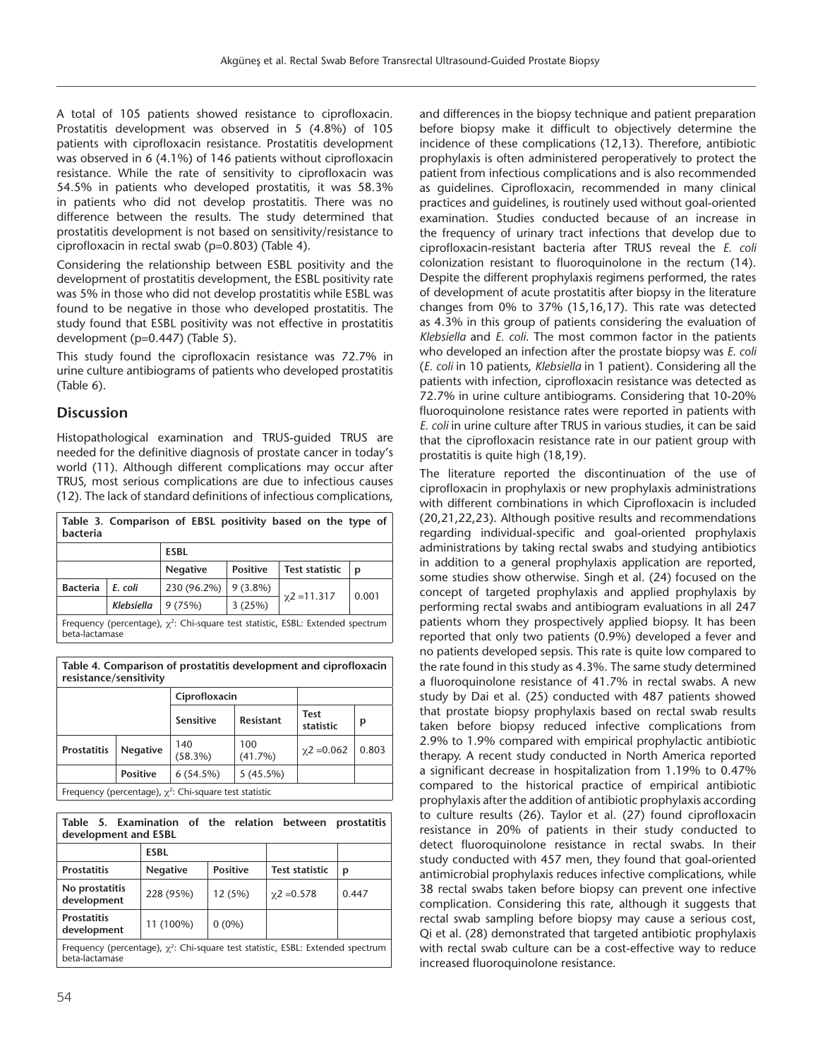A total of 105 patients showed resistance to ciprofloxacin. Prostatitis development was observed in 5 (4.8%) of 105 patients with ciprofloxacin resistance. Prostatitis development was observed in 6 (4.1%) of 146 patients without ciprofloxacin resistance. While the rate of sensitivity to ciprofloxacin was 54.5% in patients who developed prostatitis, it was 58.3% in patients who did not develop prostatitis. There was no difference between the results. The study determined that prostatitis development is not based on sensitivity/resistance to ciprofloxacin in rectal swab (p=0.803) (Table 4).

Considering the relationship between ESBL positivity and the development of prostatitis development, the ESBL positivity rate was 5% in those who did not develop prostatitis while ESBL was found to be negative in those who developed prostatitis. The study found that ESBL positivity was not effective in prostatitis development (p=0.447) (Table 5).

This study found the ciprofloxacin resistance was 72.7% in urine culture antibiograms of patients who developed prostatitis (Table 6).

## Discussion

Histopathological examination and TRUS-guided TRUS are needed for the definitive diagnosis of prostate cancer in today's world (11). Although different complications may occur after TRUS, most serious complications are due to infectious causes (12). The lack of standard definitions of infectious complications, and differences in the biopsy technique and patient preparation before biopsy make it difficult to objectively determine the incidence of these complications (12,13). Therefore, antibiotic prophylaxis is often administered peroperatively to protect the patient from infectious complications and is also recommended as guidelines. Ciprofloxacin, recommended in many clinical practices and guidelines, is routinely used without goal-oriented examination. Studies conducted because of an increase in the frequency of urinary tract infections that develop due to ciprofloxacin-resistant bacteria after TRUS reveal the *E. coli* colonization resistant to fluoroquinolone in the rectum (14). Despite the different prophylaxis regimens performed, the rates of development of acute prostatitis after biopsy in the literature changes from 0% to 37% (15,16,17). This rate was detected as 4.3% in this group of patients considering the evaluation of *Klebsiella* and *E. coli*. The most common factor in the patients who developed an infection after the prostate biopsy was *E. coli* (*E. coli* in 10 patients, *Klebsiella* in 1 patient). Considering all the patients with infection, ciprofloxacin resistance was detected as 72.7% in urine culture antibiograms. Considering that 10-20% fluoroquinolone resistance rates were reported in patients with *E. coli* in urine culture after TRUS in various studies, it can be said that the ciprofloxacin resistance rate in our patient group with prostatitis is quite high (18,19).

The literature reported the discontinuation of the use of ciprofloxacin in prophylaxis or new prophylaxis administrations with different combinations in which Ciprofloxacin is included (20,21,22,23). Although positive results and recommendations regarding individual-specific and goal-oriented prophylaxis administrations by taking rectal swabs and studying antibiotics in addition to a general prophylaxis application are reported, some studies show otherwise. Singh et al. (24) focused on the concept of targeted prophylaxis and applied prophylaxis by performing rectal swabs and antibiogram evaluations in all 247 patients whom they prospectively applied biopsy. It has been reported that only two patients (0.9%) developed a fever and no patients developed sepsis. This rate is quite low compared to the rate found in this study as 4.3%. The same study determined a fluoroquinolone resistance of 41.7% in rectal swabs. A new study by Dai et al. (25) conducted with 487 patients showed that prostate biopsy prophylaxis based on rectal swab results taken before biopsy reduced infective complications from 2.9% to 1.9% compared with empirical prophylactic antibiotic therapy. A recent study conducted in North America reported a significant decrease in hospitalization from 1.19% to 0.47% compared to the historical practice of empirical antibiotic prophylaxis after the addition of antibiotic prophylaxis according to culture results (26). Taylor et al. (27) found ciprofloxacin resistance in 20% of patients in their study conducted to detect fluoroquinolone resistance in rectal swabs. In their study conducted with 457 men, they found that goal-oriented antimicrobial prophylaxis reduces infective complications, while 38 rectal swabs taken before biopsy can prevent one infective complication. Considering this rate, although it suggests that rectal swab sampling before biopsy may cause a serious cost, Qi et al. (28) demonstrated that targeted antibiotic prophylaxis with rectal swab culture can be a cost-effective way to reduce increased fluoroquinolone resistance.

**Table 3. Comparison of EBSL positivity based on the type of bacteria**

| | | ESBL | | | |
|---|---|---|---|---|---|
| | | Negative | Positive | Test statistic | p |
| Bacteria | *E. coli* | 230 (96.2%) | 9 (3.8%) | $\chi2$ =11.317 | 0.001 |
| | *Klebsiella* | 9 (75%) | 3 (25%) | | |

Frequency (percentage), $\chi^2$: Chi-square test statistic, ESBL: Extended spectrum beta-lactamase

**Table 4. Comparison of prostatitis development and ciprofloxacin resistance/sensitivity**

| | | Ciprofloxacin | | | |
|---|---|---|---|---|---|
| | | Sensitive | Resistant | Test statistic | p |
| Prostatitis | Negative | 140 (58.3%) | 100 (41.7%) | $\chi2$ =0.062 | 0.803 |
| | Positive | 6 (54.5%) | 5 (45.5%) | | |

Frequency (percentage), $\chi^2$: Chi-square test statistic

**Table 5. Examination of the relation between prostatitis development and ESBL**

| | ESBL | | | |
|---|---|---|---|---|
| Prostatitis | Negative | Positive | Test statistic | p |
| No prostatitis development | 228 (95%) | 12 (5%) | $\chi2$ =0.578 | 0.447 |
| Prostatitis development | 11 (100%) | 0 (0%) | | |

Frequency (percentage), $\chi^2$: Chi-square test statistic, ESBL: Extended spectrum beta-lactamase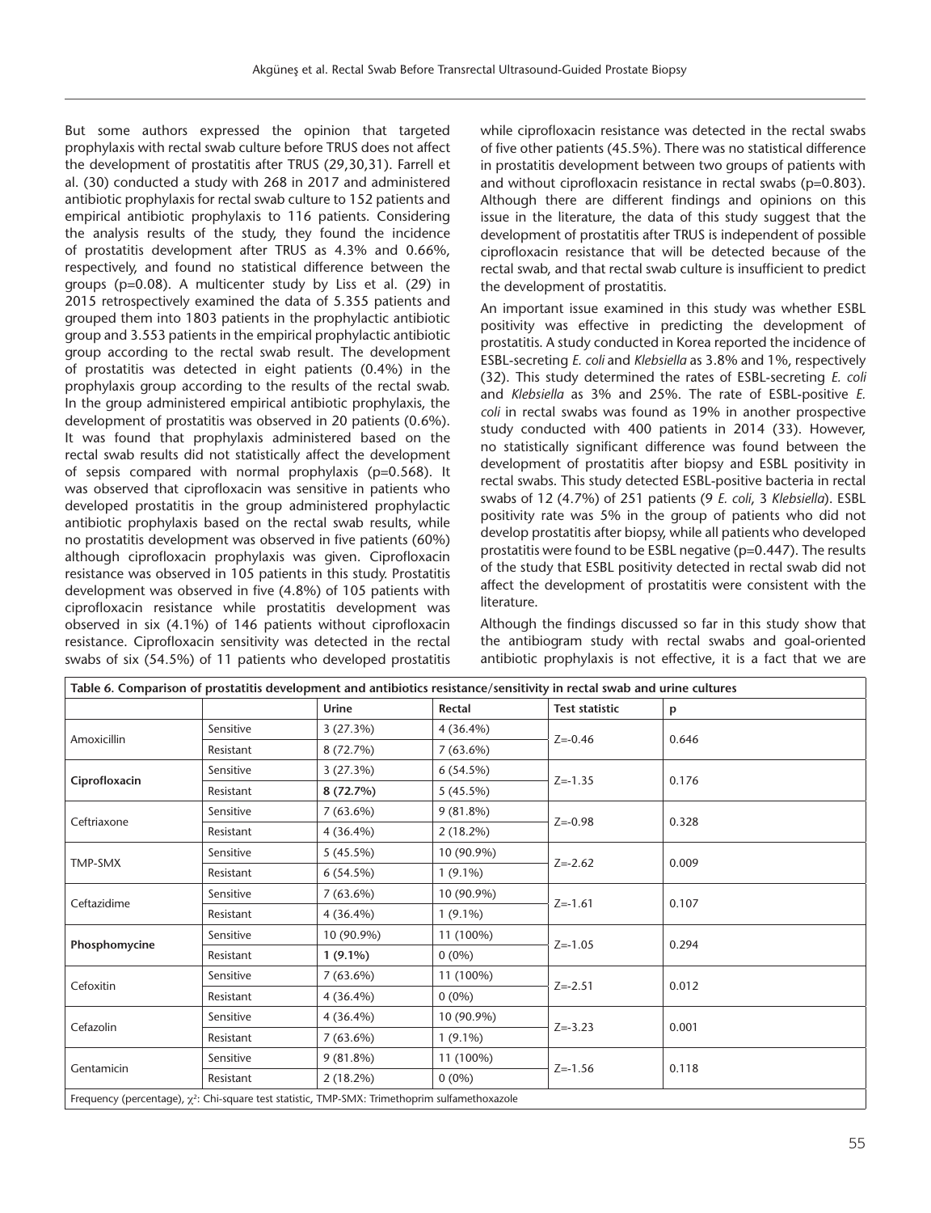But some authors expressed the opinion that targeted prophylaxis with rectal swab culture before TRUS does not affect the development of prostatitis after TRUS (29,30,31). Farrell et al. (30) conducted a study with 268 in 2017 and administered antibiotic prophylaxis for rectal swab culture to 152 patients and empirical antibiotic prophylaxis to 116 patients. Considering the analysis results of the study, they found the incidence of prostatitis development after TRUS as 4.3% and 0.66%, respectively, and found no statistical difference between the groups (p=0.08). A multicenter study by Liss et al. (29) in 2015 retrospectively examined the data of 5.355 patients and grouped them into 1803 patients in the prophylactic antibiotic group and 3.553 patients in the empirical prophylactic antibiotic group according to the rectal swab result. The development of prostatitis was detected in eight patients (0.4%) in the prophylaxis group according to the results of the rectal swab. In the group administered empirical antibiotic prophylaxis, the development of prostatitis was observed in 20 patients (0.6%). It was found that prophylaxis administered based on the rectal swab results did not statistically affect the development of sepsis compared with normal prophylaxis (p=0.568). It was observed that ciprofloxacin was sensitive in patients who developed prostatitis in the group administered prophylactic antibiotic prophylaxis based on the rectal swab results, while no prostatitis development was observed in five patients (60%) although ciprofloxacin prophylaxis was given. Ciprofloxacin resistance was observed in 105 patients in this study. Prostatitis development was observed in five (4.8%) of 105 patients with ciprofloxacin resistance while prostatitis development was observed in six (4.1%) of 146 patients without ciprofloxacin resistance. Ciprofloxacin sensitivity was detected in the rectal swabs of six (54.5%) of 11 patients who developed prostatitis while ciprofloxacin resistance was detected in the rectal swabs of five other patients (45.5%). There was no statistical difference in prostatitis development between two groups of patients with and without ciprofloxacin resistance in rectal swabs (p=0.803). Although there are different findings and opinions on this issue in the literature, the data of this study suggest that the development of prostatitis after TRUS is independent of possible ciprofloxacin resistance that will be detected because of the rectal swab, and that rectal swab culture is insufficient to predict the development of prostatitis.

An important issue examined in this study was whether ESBL positivity was effective in predicting the development of prostatitis. A study conducted in Korea reported the incidence of ESBL-secreting *E. coli* and *Klebsiella* as 3.8% and 1%, respectively (32). This study determined the rates of ESBL-secreting *E. coli* and *Klebsiella* as 3% and 25%. The rate of ESBL-positive *E. coli* in rectal swabs was found as 19% in another prospective study conducted with 400 patients in 2014 (33). However, no statistically significant difference was found between the development of prostatitis after biopsy and ESBL positivity in rectal swabs. This study detected ESBL-positive bacteria in rectal swabs of 12 (4.7%) of 251 patients (9 *E. coli*, 3 *Klebsiella*). ESBL positivity rate was 5% in the group of patients who did not develop prostatitis after biopsy, while all patients who developed prostatitis were found to be ESBL negative (p=0.447). The results of the study that ESBL positivity detected in rectal swab did not affect the development of prostatitis were consistent with the literature.

Although the findings discussed so far in this study show that the antibiogram study with rectal swabs and goal-oriented antibiotic prophylaxis is not effective, it is a fact that we are

**Table 6. Comparison of prostatitis development and antibiotics resistance/sensitivity in rectal swab and urine cultures**

| | | Urine | Rectal | Test statistic | p |
|---|---|---|---|---|---|
| Amoxicillin | Sensitive | 3 (27.3%) | 4 (36.4%) | Z=-0.46 | 0.646 |
| | Resistant | 8 (72.7%) | 7 (63.6%) | | |
| **Ciprofloxacin** | Sensitive | 3 (27.3%) | 6 (54.5%) | Z=-1.35 | 0.176 |
| | Resistant | **8 (72.7%)** | 5 (45.5%) | | |
| Ceftriaxone | Sensitive | 7 (63.6%) | 9 (81.8%) | Z=-0.98 | 0.328 |
| | Resistant | 4 (36.4%) | 2 (18.2%) | | |
| TMP-SMX | Sensitive | 5 (45.5%) | 10 (90.9%) | Z=-2.62 | 0.009 |
| | Resistant | 6 (54.5%) | 1 (9.1%) | | |
| Ceftazidime | Sensitive | 7 (63.6%) | 10 (90.9%) | Z=-1.61 | 0.107 |
| | Resistant | 4 (36.4%) | 1 (9.1%) | | |
| **Phosphomycine** | Sensitive | 10 (90.9%) | 11 (100%) | Z=-1.05 | 0.294 |
| | Resistant | **1 (9.1%)** | 0 (0%) | | |
| Cefoxitin | Sensitive | 7 (63.6%) | 11 (100%) | Z=-2.51 | 0.012 |
| | Resistant | 4 (36.4%) | 0 (0%) | | |
| Cefazolin | Sensitive | 4 (36.4%) | 10 (90.9%) | Z=-3.23 | 0.001 |
| | Resistant | 7 (63.6%) | 1 (9.1%) | | |
| Gentamicin | Sensitive | 9 (81.8%) | 11 (100%) | Z=-1.56 | 0.118 |
| | Resistant | 2 (18.2%) | 0 (0%) | | |

Frequency (percentage), $\chi^2$: Chi-square test statistic, TMP-SMX: Trimethoprim sulfamethoxazole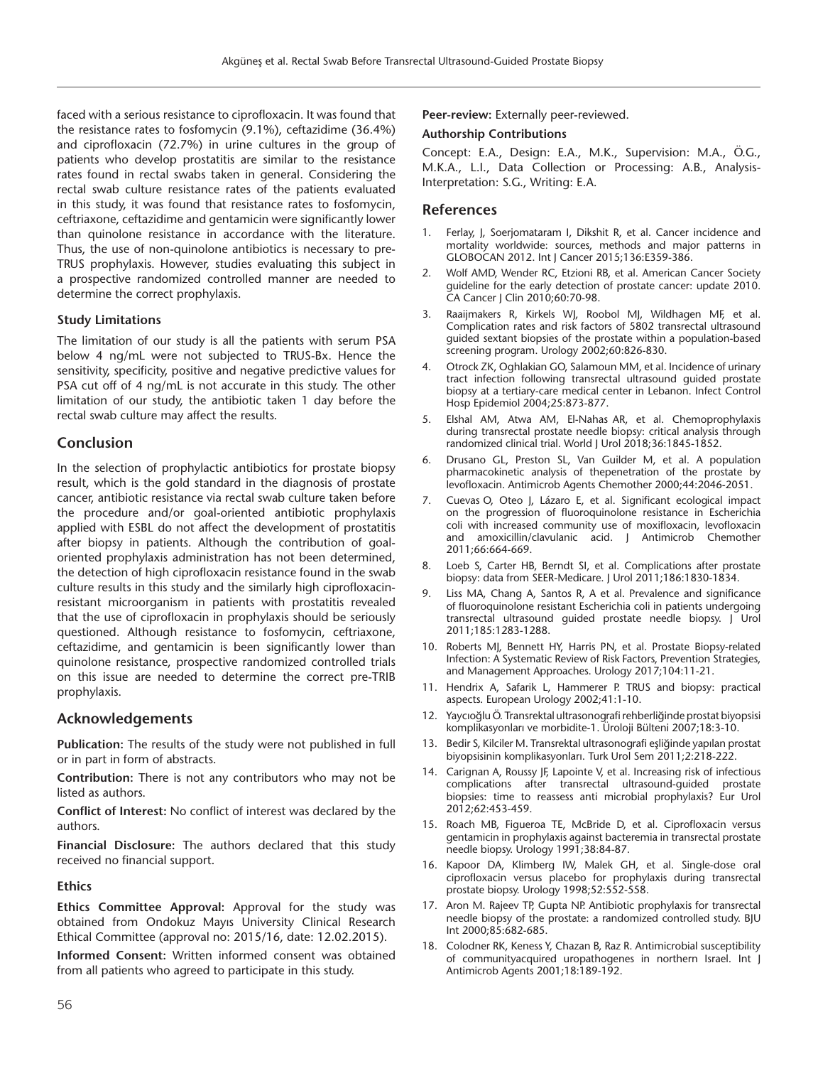faced with a serious resistance to ciprofloxacin. It was found that the resistance rates to fosfomycin (9.1%), ceftazidime (36.4%) and ciprofloxacin (72.7%) in urine cultures in the group of patients who develop prostatitis are similar to the resistance rates found in rectal swabs taken in general. Considering the rectal swab culture resistance rates of the patients evaluated in this study, it was found that resistance rates to fosfomycin, ceftriaxone, ceftazidime and gentamicin were significantly lower than quinolone resistance in accordance with the literature. Thus, the use of non-quinolone antibiotics is necessary to pre-TRUS prophylaxis. However, studies evaluating this subject in a prospective randomized controlled manner are needed to determine the correct prophylaxis.

### Study Limitations

The limitation of our study is all the patients with serum PSA below 4 ng/mL were not subjected to TRUS-Bx. Hence the sensitivity, specificity, positive and negative predictive values for PSA cut off of 4 ng/mL is not accurate in this study. The other limitation of our study, the antibiotic taken 1 day before the rectal swab culture may affect the results.

## Conclusion

In the selection of prophylactic antibiotics for prostate biopsy result, which is the gold standard in the diagnosis of prostate cancer, antibiotic resistance via rectal swab culture taken before the procedure and/or goal-oriented antibiotic prophylaxis applied with ESBL do not affect the development of prostatitis after biopsy in patients. Although the contribution of goal-oriented prophylaxis administration has not been determined, the detection of high ciprofloxacin resistance found in the swab culture results in this study and the similarly high ciprofloxacin-resistant microorganism in patients with prostatitis revealed that the use of ciprofloxacin in prophylaxis should be seriously questioned. Although resistance to fosfomycin, ceftriaxone, ceftazidime, and gentamicin is been significantly lower than quinolone resistance, prospective randomized controlled trials on this issue are needed to determine the correct pre-TRIB prophylaxis.

## Acknowledgements

**Publication:** The results of the study were not published in full or in part in form of abstracts.

**Contribution:** There is not any contributors who may not be listed as authors.

**Conflict of Interest:** No conflict of interest was declared by the authors.

**Financial Disclosure:** The authors declared that this study received no financial support.

### Ethics

**Ethics Committee Approval:** Approval for the study was obtained from Ondokuz Mayıs University Clinical Research Ethical Committee (approval no: 2015/16, date: 12.02.2015).

**Informed Consent:** Written informed consent was obtained from all patients who agreed to participate in this study.

**Peer-review:** Externally peer-reviewed.

### Authorship Contributions

Concept: E.A., Design: E.A., M.K., Supervision: M.A., Ö.G., M.K.A., L.I., Data Collection or Processing: A.B., Analysis-Interpretation: S.G., Writing: E.A.

## References

1. Ferlay, J, Soerjomataram I, Dikshit R, et al. Cancer incidence and mortality worldwide: sources, methods and major patterns in GLOBOCAN 2012. Int J Cancer 2015;136:E359-386.
2. Wolf AMD, Wender RC, Etzioni RB, et al. American Cancer Society guideline for the early detection of prostate cancer: update 2010. CA Cancer J Clin 2010;60:70-98.
3. Raaijmakers R, Kirkels WJ, Roobol MJ, Wildhagen MF, et al. Complication rates and risk factors of 5802 transrectal ultrasound guided sextant biopsies of the prostate within a population-based screening program. Urology 2002;60:826-830.
4. Otrock ZK, Oghlakian GO, Salamoun MM, et al. Incidence of urinary tract infection following transrectal ultrasound guided prostate biopsy at a tertiary-care medical center in Lebanon. Infect Control Hosp Epidemiol 2004;25:873-877.
5. Elshal AM, Atwa AM, El-Nahas AR, et al. Chemoprophylaxis during transrectal prostate needle biopsy: critical analysis through randomized clinical trial. World J Urol 2018;36:1845-1852.
6. Drusano GL, Preston SL, Van Guilder M, et al. A population pharmacokinetic analysis of thepenetration of the prostate by levofloxacin. Antimicrob Agents Chemother 2000;44:2046-2051.
7. Cuevas O, Oteo J, Lázaro E, et al. Significant ecological impact on the progression of fluoroquinolone resistance in Escherichia coli with increased community use of moxifloxacin, levofloxacin and amoxicillin/clavulanic acid. J Antimicrob Chemother 2011;66:664-669.
8. Loeb S, Carter HB, Berndt SI, et al. Complications after prostate biopsy: data from SEER-Medicare. J Urol 2011;186:1830-1834.
9. Liss MA, Chang A, Santos R, A et al. Prevalence and significance of fluoroquinolone resistant Escherichia coli in patients undergoing transrectal ultrasound guided prostate needle biopsy. J Urol 2011;185:1283-1288.
10. Roberts MJ, Bennett HY, Harris PN, et al. Prostate Biopsy-related Infection: A Systematic Review of Risk Factors, Prevention Strategies, and Management Approaches. Urology 2017;104:11-21.
11. Hendrix A, Safarik L, Hammerer P. TRUS and biopsy: practical aspects. European Urology 2002;41:1-10.
12. Yaycıoğlu Ö. Transrektal ultrasonografi rehberliğinde prostat biyopsisi komplikasyonları ve morbidite-1. Üroloji Bülteni 2007;18:3-10.
13. Bedir S, Kilciler M. Transrektal ultrasonografi eşliğinde yapılan prostat biyopsisinin komplikasyonları. Turk Urol Sem 2011;2:218-222.
14. Carignan A, Roussy JF, Lapointe V, et al. Increasing risk of infectious complications after transrectal ultrasound-guided prostate biopsies: time to reassess anti microbial prophylaxis? Eur Urol 2012;62:453-459.
15. Roach MB, Figueroa TE, McBride D, et al. Ciprofloxacin versus gentamicin in prophylaxis against bacteremia in transrectal prostate needle biopsy. Urology 1991;38:84-87.
16. Kapoor DA, Klimberg IW, Malek GH, et al. Single-dose oral ciprofloxacin versus placebo for prophylaxis during transrectal prostate biopsy. Urology 1998;52:552-558.
17. Aron M. Rajeev TP, Gupta NP. Antibiotic prophylaxis for transrectal needle biopsy of the prostate: a randomized controlled study. BJU Int 2000;85:682-685.
18. Colodner RK, Keness Y, Chazan B, Raz R. Antimicrobial susceptibility of communityacquired uropathogenes in northern Israel. Int J Antimicrob Agents 2001;18:189-192.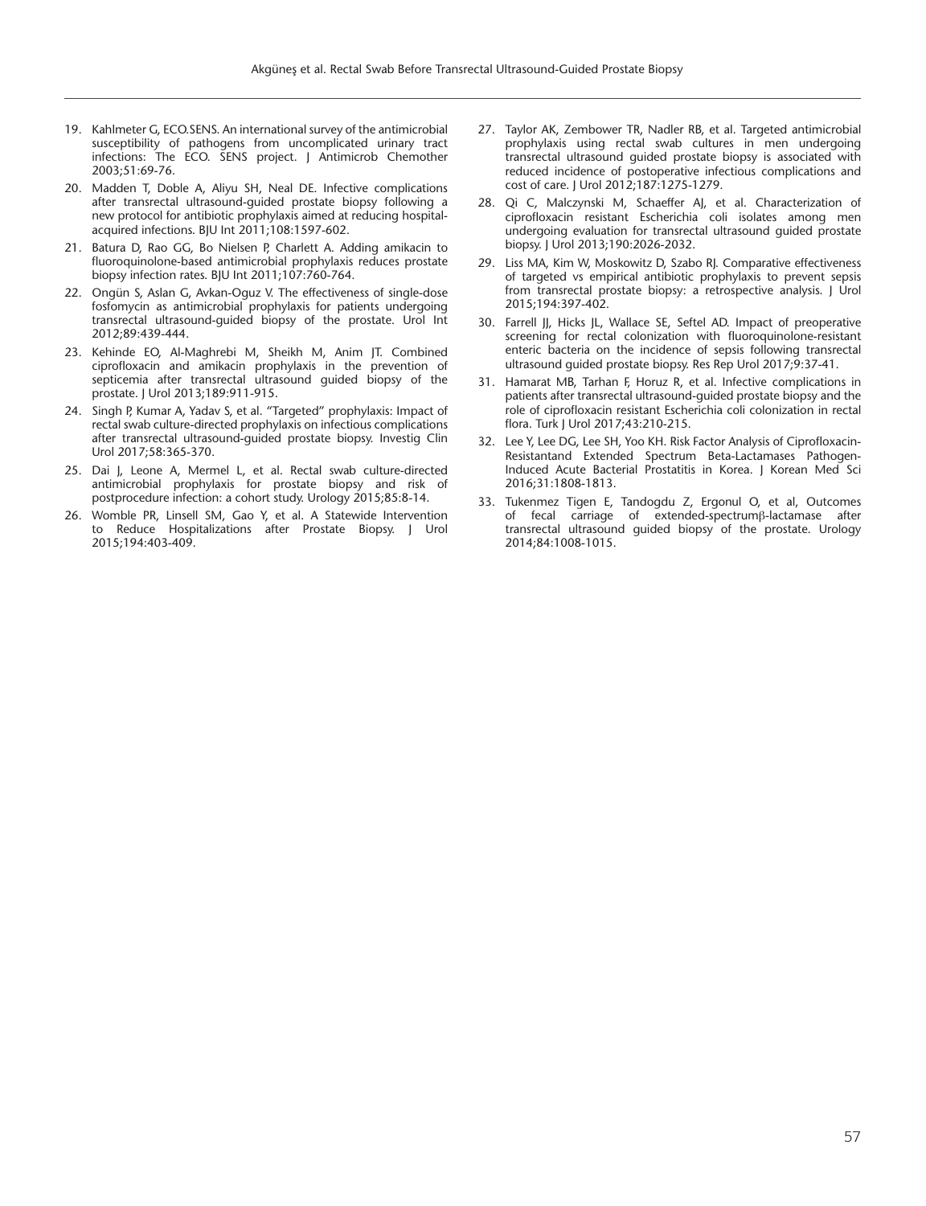19. Kahlmeter G, ECO.SENS. An international survey of the antimicrobial susceptibility of pathogens from uncomplicated urinary tract infections: The ECO. SENS project. J Antimicrob Chemother 2003;51:69-76.
20. Madden T, Doble A, Aliyu SH, Neal DE. Infective complications after transrectal ultrasound-guided prostate biopsy following a new protocol for antibiotic prophylaxis aimed at reducing hospital-acquired infections. BJU Int 2011;108:1597-602.
21. Batura D, Rao GG, Bo Nielsen P, Charlett A. Adding amikacin to fluoroquinolone-based antimicrobial prophylaxis reduces prostate biopsy infection rates. BJU Int 2011;107:760-764.
22. Ongün S, Aslan G, Avkan-Oguz V. The effectiveness of single-dose fosfomycin as antimicrobial prophylaxis for patients undergoing transrectal ultrasound-guided biopsy of the prostate. Urol Int 2012;89:439-444.
23. Kehinde EO, Al-Maghrebi M, Sheikh M, Anim JT. Combined ciprofloxacin and amikacin prophylaxis in the prevention of septicemia after transrectal ultrasound guided biopsy of the prostate. J Urol 2013;189:911-915.
24. Singh P, Kumar A, Yadav S, et al. "Targeted" prophylaxis: Impact of rectal swab culture-directed prophylaxis on infectious complications after transrectal ultrasound-guided prostate biopsy. Investig Clin Urol 2017;58:365-370.
25. Dai J, Leone A, Mermel L, et al. Rectal swab culture-directed antimicrobial prophylaxis for prostate biopsy and risk of postprocedure infection: a cohort study. Urology 2015;85:8-14.
26. Womble PR, Linsell SM, Gao Y, et al. A Statewide Intervention to Reduce Hospitalizations after Prostate Biopsy. J Urol 2015;194:403-409.
27. Taylor AK, Zembower TR, Nadler RB, et al. Targeted antimicrobial prophylaxis using rectal swab cultures in men undergoing transrectal ultrasound guided prostate biopsy is associated with reduced incidence of postoperative infectious complications and cost of care. J Urol 2012;187:1275-1279.
28. Qi C, Malczynski M, Schaeffer AJ, et al. Characterization of ciprofloxacin resistant Escherichia coli isolates among men undergoing evaluation for transrectal ultrasound guided prostate biopsy. J Urol 2013;190:2026-2032.
29. Liss MA, Kim W, Moskowitz D, Szabo RJ. Comparative effectiveness of targeted vs empirical antibiotic prophylaxis to prevent sepsis from transrectal prostate biopsy: a retrospective analysis. J Urol 2015;194:397-402.
30. Farrell JJ, Hicks JL, Wallace SE, Seftel AD. Impact of preoperative screening for rectal colonization with fluoroquinolone-resistant enteric bacteria on the incidence of sepsis following transrectal ultrasound guided prostate biopsy. Res Rep Urol 2017;9:37-41.
31. Hamarat MB, Tarhan F, Horuz R, et al. Infective complications in patients after transrectal ultrasound-guided prostate biopsy and the role of ciprofloxacin resistant Escherichia coli colonization in rectal flora. Turk J Urol 2017;43:210-215.
32. Lee Y, Lee DG, Lee SH, Yoo KH. Risk Factor Analysis of Ciprofloxacin-Resistantand Extended Spectrum Beta-Lactamases Pathogen-Induced Acute Bacterial Prostatitis in Korea. J Korean Med Sci 2016;31:1808-1813.
33. Tukenmez Tigen E, Tandogdu Z, Ergonul O, et al, Outcomes of fecal carriage of extended-spectrumβ-lactamase after transrectal ultrasound guided biopsy of the prostate. Urology 2014;84:1008-1015.